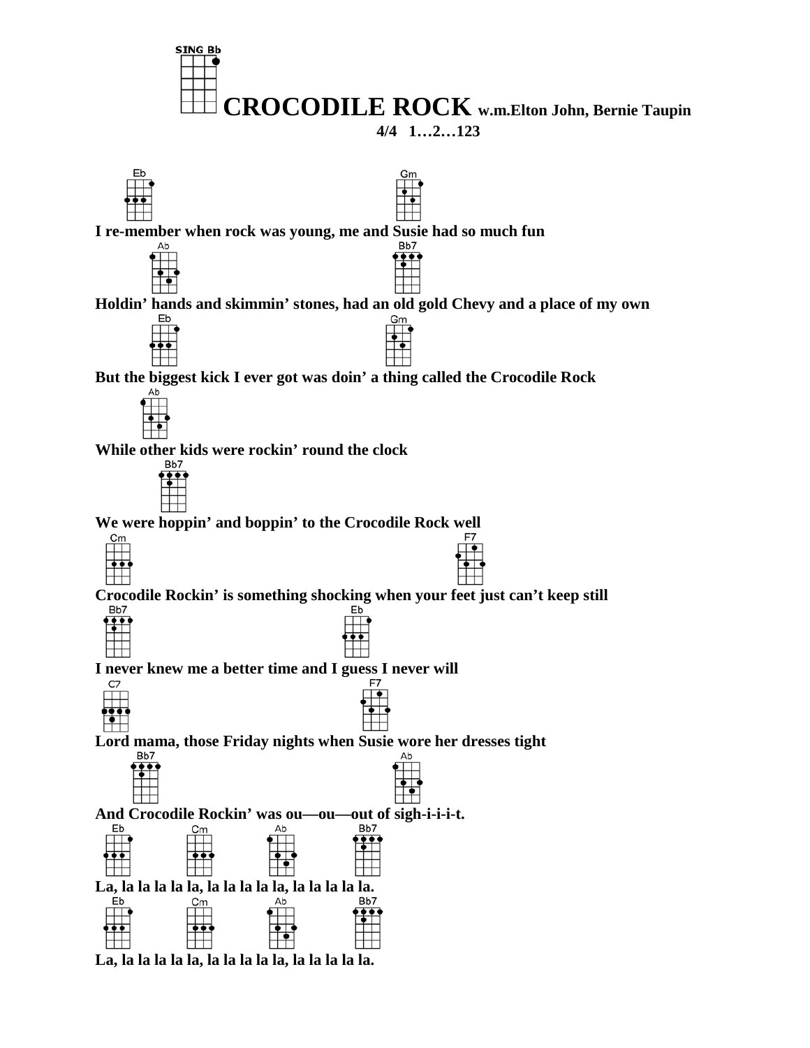SING Bb

# CROCODILE ROCK w.m.Elton John, Bernie Taupin

**4/4 1…2…123**

Eb Gm
**I re-member when rock was young, me and Susie had so much fun**

Ab Bb7
**Holdin' hands and skimmin' stones, had an old gold Chevy and a place of my own**

Eb Gm
**But the biggest kick I ever got was doin' a thing called the Crocodile Rock**

Ab
**While other kids were rockin' round the clock**

Bb7
**We were hoppin' and boppin' to the Crocodile Rock well**

Cm F7
**Crocodile Rockin' is something shocking when your feet just can't keep still**

Bb7 Eb
**I never knew me a better time and I guess I never will**

C7 F7
**Lord mama, those Friday nights when Susie wore her dresses tight**

Bb7 Ab
**And Crocodile Rockin' was ou—ou—out of sigh-i-i-i-t.**

Eb Cm Ab Bb7
**La, la la la la la, la la la la la, la la la la la.**

Eb Cm Ab Bb7
**La, la la la la la, la la la la la, la la la la la.**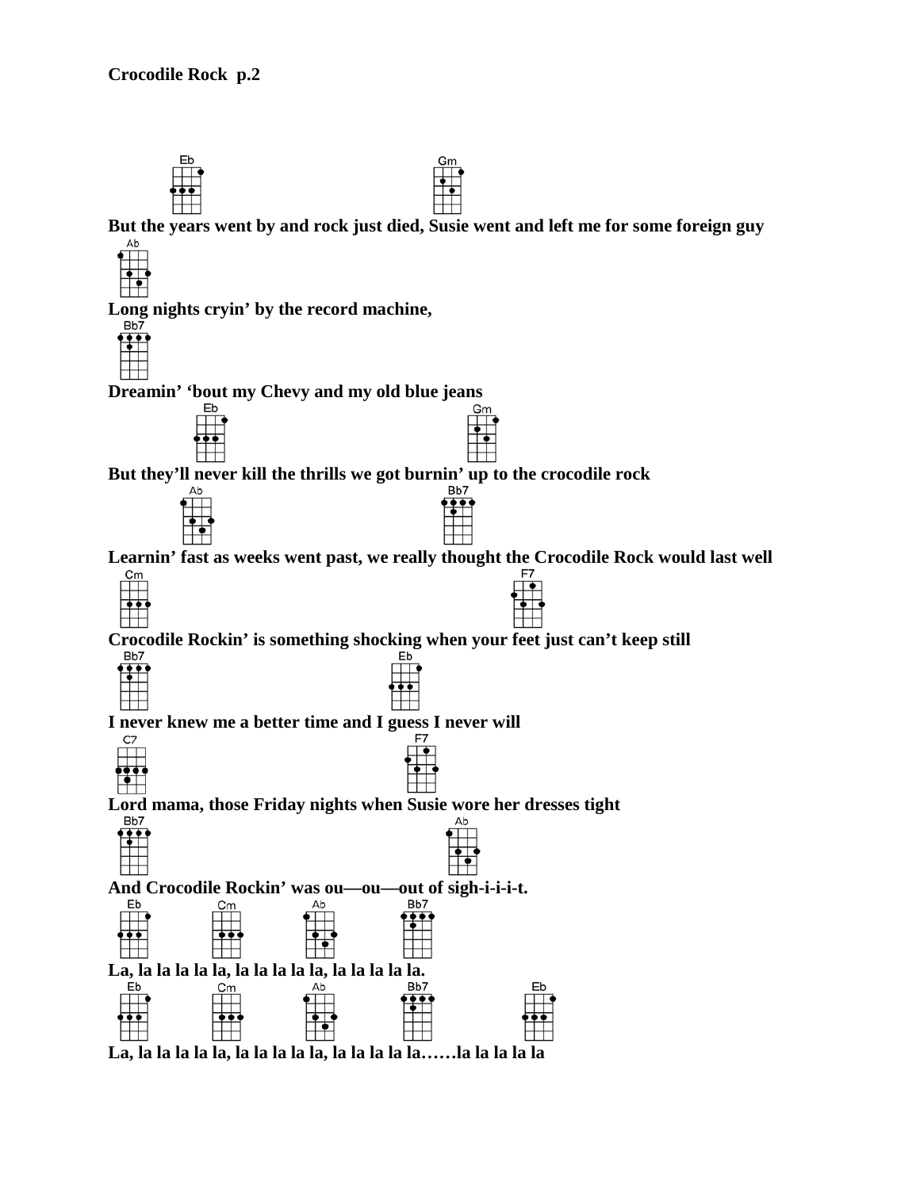**Crocodile Rock p.2**

Eb Gm
**But the years went by and rock just died, Susie went and left me for some foreign guy**

Ab
**Long nights cryin' by the record machine,**

Bb7
**Dreamin' 'bout my Chevy and my old blue jeans**

Eb Gm
**But they'll never kill the thrills we got burnin' up to the crocodile rock**

Ab Bb7
**Learnin' fast as weeks went past, we really thought the Crocodile Rock would last well**

Cm F7
**Crocodile Rockin' is something shocking when your feet just can't keep still**

Bb7 Eb
**I never knew me a better time and I guess I never will**

C7 F7
**Lord mama, those Friday nights when Susie wore her dresses tight**

Bb7 Ab
**And Crocodile Rockin' was ou—ou—out of sigh-i-i-i-t.**

Eb Cm Ab Bb7
**La, la la la la la, la la la la la, la la la la la.**

Eb Cm Ab Bb7 Eb
**La, la la la la la, la la la la la, la la la la la……la la la la la**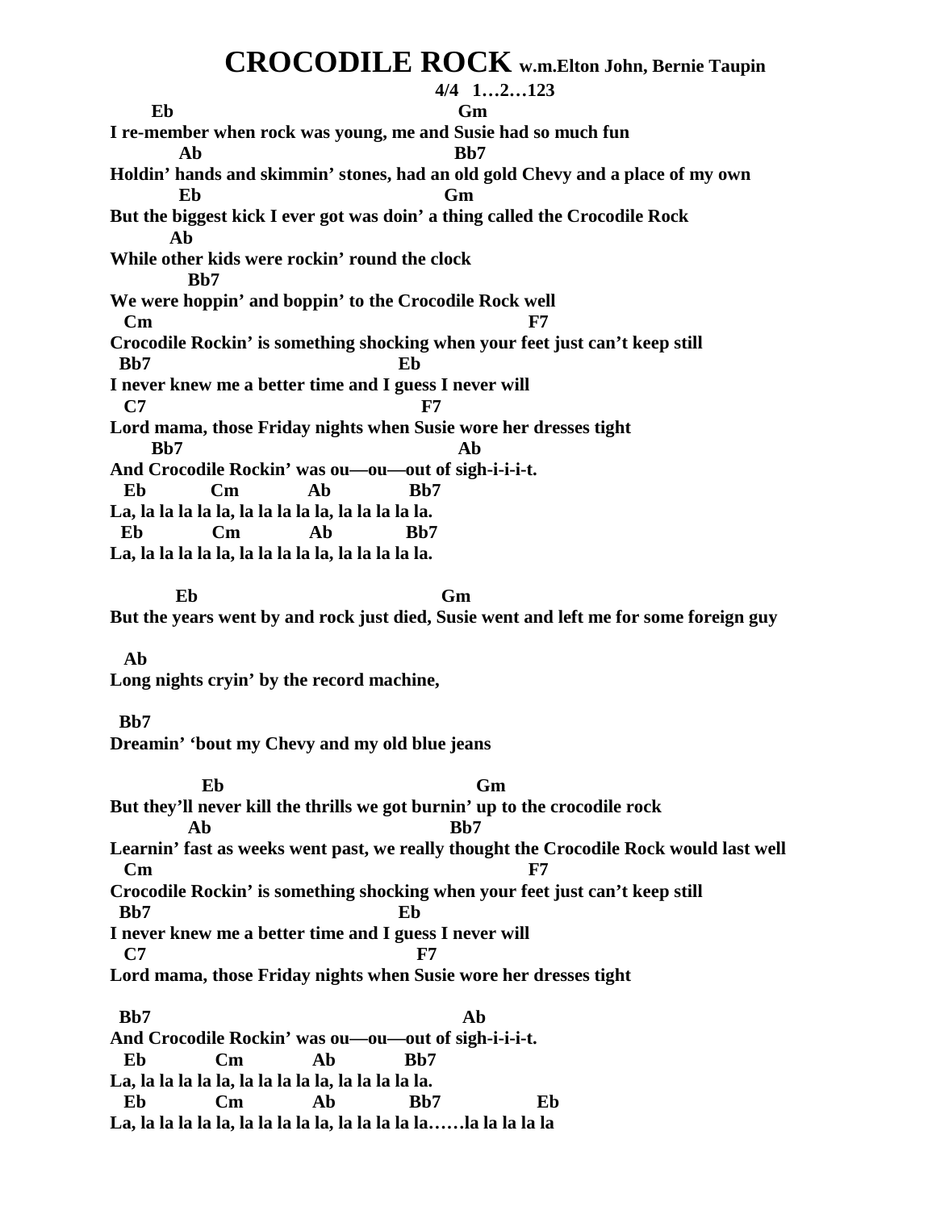# CROCODILE ROCK w.m.Elton John, Bernie Taupin

**4/4 1…2…123**

```
       Eb                                        Gm
I re-member when rock was young, me and Susie had so much fun
           Ab                                    Bb7
Holdin' hands and skimmin' stones, had an old gold Chevy and a place of my own
           Eb                                 Gm
But the biggest kick I ever got was doin' a thing called the Crocodile Rock
          Ab
While other kids were rockin' round the clock
            Bb7
We were hoppin' and boppin' to the Crocodile Rock well
  Cm                                                        F7
Crocodile Rockin' is something shocking when your feet just can't keep still
  Bb7                                Eb
I never knew me a better time and I guess I never will
  C7                                     F7
Lord mama, those Friday nights when Susie wore her dresses tight
       Bb7                                      Ab
And Crocodile Rockin' was ou—ou—out of sigh-i-i-i-t.
  Eb           Cm           Ab           Bb7
La, la la la la la, la la la la la, la la la la la.
  Eb           Cm           Ab           Bb7
La, la la la la la, la la la la la, la la la la la.

          Eb                                    Gm
But the years went by and rock just died, Susie went and left me for some foreign guy

  Ab
Long nights cryin' by the record machine,

  Bb7
Dreamin' 'bout my Chevy and my old blue jeans

              Eb                                      Gm
But they'll never kill the thrills we got burnin' up to the crocodile rock
            Ab                                     Bb7
Learnin' fast as weeks went past, we really thought the Crocodile Rock would last well
  Cm                                                        F7
Crocodile Rockin' is something shocking when your feet just can't keep still
  Bb7                                Eb
I never knew me a better time and I guess I never will
  C7                                    F7
Lord mama, those Friday nights when Susie wore her dresses tight

  Bb7                                           Ab
And Crocodile Rockin' was ou—ou—out of sigh-i-i-i-t.
  Eb           Cm           Ab           Bb7
La, la la la la la, la la la la la, la la la la la.
  Eb           Cm           Ab           Bb7              Eb
La, la la la la la, la la la la la, la la la la la……la la la la la
```